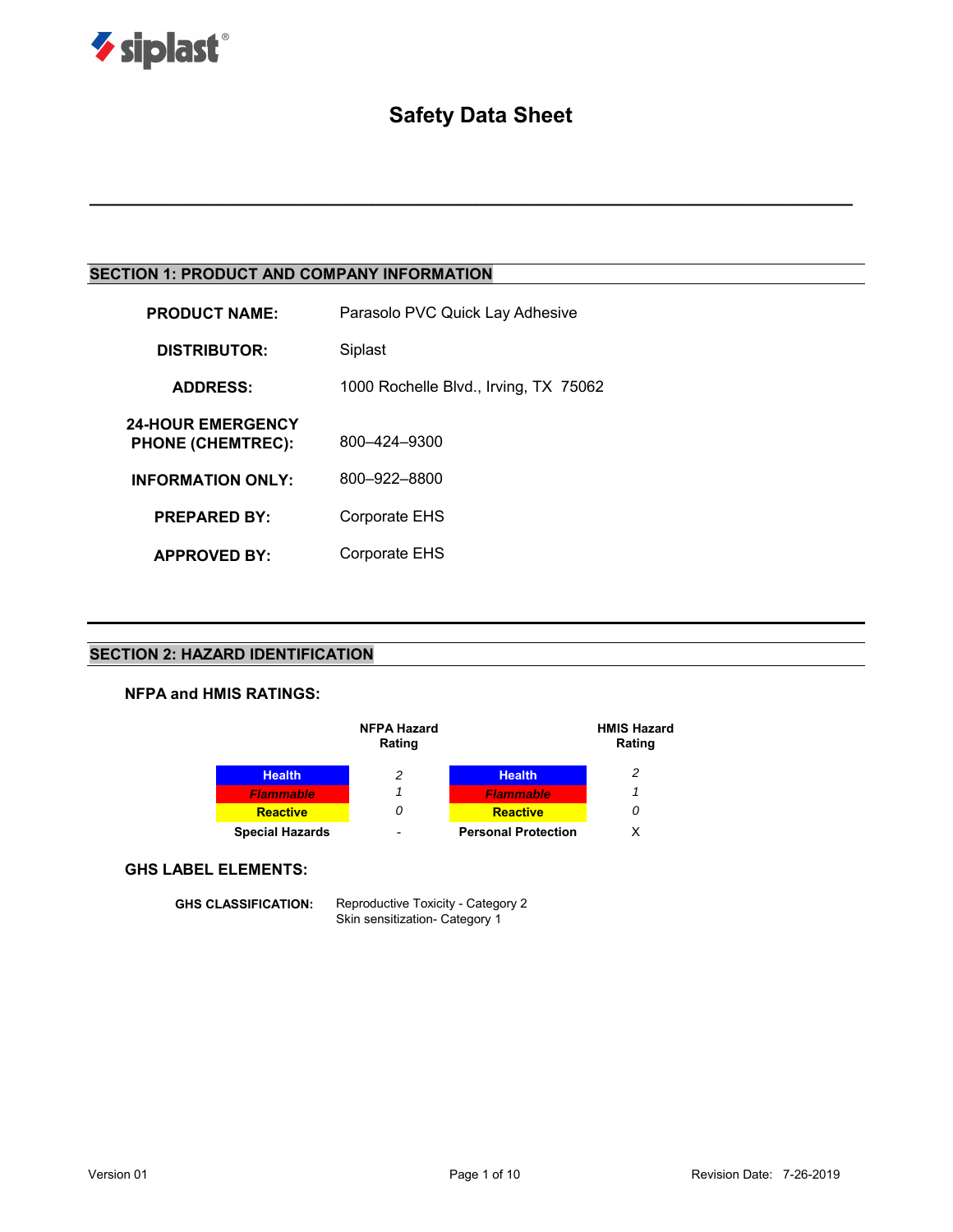siplast®

# Safety Data Sheet

## SECTION 1: PRODUCT AND COMPANY INFORMATION

**PRODUCT NAME:** Parasolo PVC Quick Lay Adhesive

**DISTRIBUTOR:** Siplast

**ADDRESS:** 1000 Rochelle Blvd., Irving, TX 75062

**24-HOUR EMERGENCY PHONE (CHEMTREC):** 800–424–9300

**INFORMATION ONLY:** 800–922–8800

**PREPARED BY:** Corporate EHS

**APPROVED BY:** Corporate EHS

## SECTION 2: HAZARD IDENTIFICATION

### NFPA and HMIS RATINGS:

| | NFPA Hazard Rating | | HMIS Hazard Rating |
|---|---|---|---|
| Health | *2* | Health | *2* |
| *Flammable* | *1* | *Flammable* | *1* |
| Reactive | *0* | Reactive | *0* |
| **Special Hazards** | - | **Personal Protection** | X |

### GHS LABEL ELEMENTS:

**GHS CLASSIFICATION:** Reproductive Toxicity - Category 2
Skin sensitization- Category 1

Version 01 | Revision Date: 7-26-2019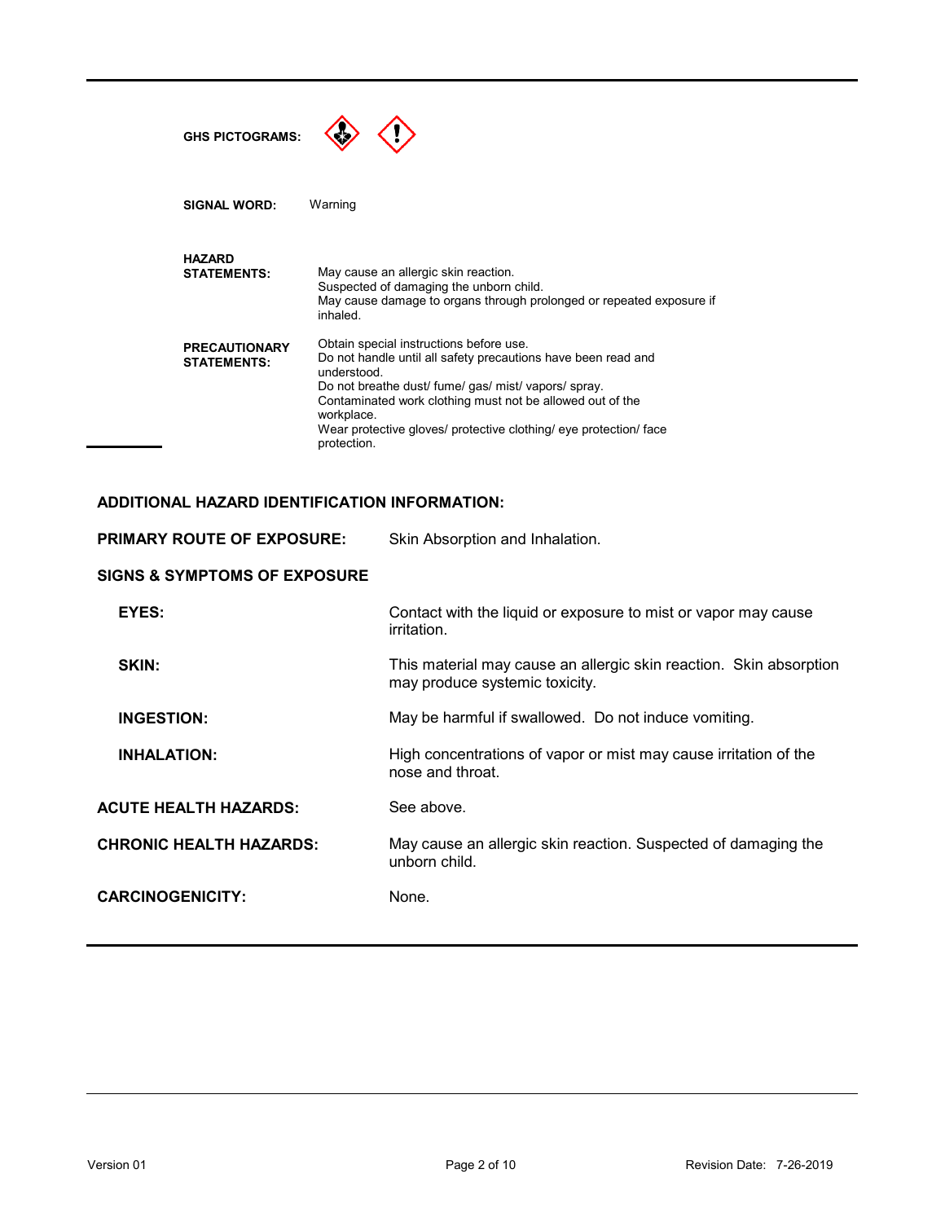**GHS PICTOGRAMS:**

**SIGNAL WORD:** Warning

**HAZARD STATEMENTS:**
May cause an allergic skin reaction.
Suspected of damaging the unborn child.
May cause damage to organs through prolonged or repeated exposure if inhaled.

**PRECAUTIONARY STATEMENTS:**
Obtain special instructions before use.
Do not handle until all safety precautions have been read and understood.
Do not breathe dust/ fume/ gas/ mist/ vapors/ spray.
Contaminated work clothing must not be allowed out of the workplace.
Wear protective gloves/ protective clothing/ eye protection/ face protection.

**ADDITIONAL HAZARD IDENTIFICATION INFORMATION:**

**PRIMARY ROUTE OF EXPOSURE:** Skin Absorption and Inhalation.

**SIGNS & SYMPTOMS OF EXPOSURE**

**EYES:** Contact with the liquid or exposure to mist or vapor may cause irritation.

**SKIN:** This material may cause an allergic skin reaction. Skin absorption may produce systemic toxicity.

**INGESTION:** May be harmful if swallowed. Do not induce vomiting.

**INHALATION:** High concentrations of vapor or mist may cause irritation of the nose and throat.

**ACUTE HEALTH HAZARDS:** See above.

**CHRONIC HEALTH HAZARDS:** May cause an allergic skin reaction. Suspected of damaging the unborn child.

**CARCINOGENICITY:** None.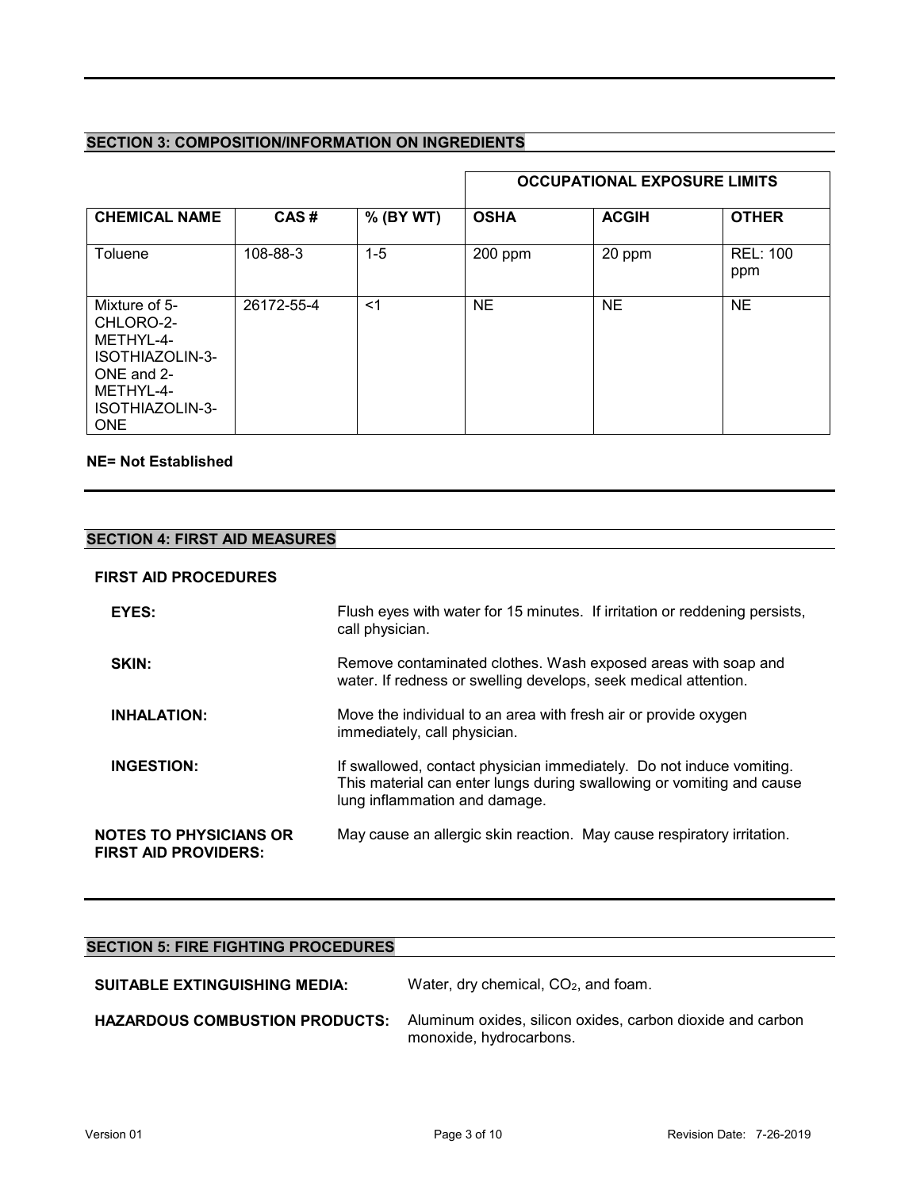## SECTION 3: COMPOSITION/INFORMATION ON INGREDIENTS

| | | | OCCUPATIONAL EXPOSURE LIMITS | | |
|---|---|---|---|---|---|
| **CHEMICAL NAME** | **CAS #** | **% (BY WT)** | **OSHA** | **ACGIH** | **OTHER** |
| Toluene | 108-88-3 | 1-5 | 200 ppm | 20 ppm | REL: 100 ppm |
| Mixture of 5-CHLORO-2-METHYL-4-ISOTHIAZOLIN-3-ONE and 2-METHYL-4-ISOTHIAZOLIN-3-ONE | 26172-55-4 | <1 | NE | NE | NE |

**NE= Not Established**

## SECTION 4: FIRST AID MEASURES

**FIRST AID PROCEDURES**

**EYES:** Flush eyes with water for 15 minutes. If irritation or reddening persists, call physician.

**SKIN:** Remove contaminated clothes. Wash exposed areas with soap and water. If redness or swelling develops, seek medical attention.

**INHALATION:** Move the individual to an area with fresh air or provide oxygen immediately, call physician.

**INGESTION:** If swallowed, contact physician immediately. Do not induce vomiting. This material can enter lungs during swallowing or vomiting and cause lung inflammation and damage.

**NOTES TO PHYSICIANS OR FIRST AID PROVIDERS:** May cause an allergic skin reaction. May cause respiratory irritation.

## SECTION 5: FIRE FIGHTING PROCEDURES

**SUITABLE EXTINGUISHING MEDIA:** Water, dry chemical, $CO_2$, and foam.

**HAZARDOUS COMBUSTION PRODUCTS:** Aluminum oxides, silicon oxides, carbon dioxide and carbon monoxide, hydrocarbons.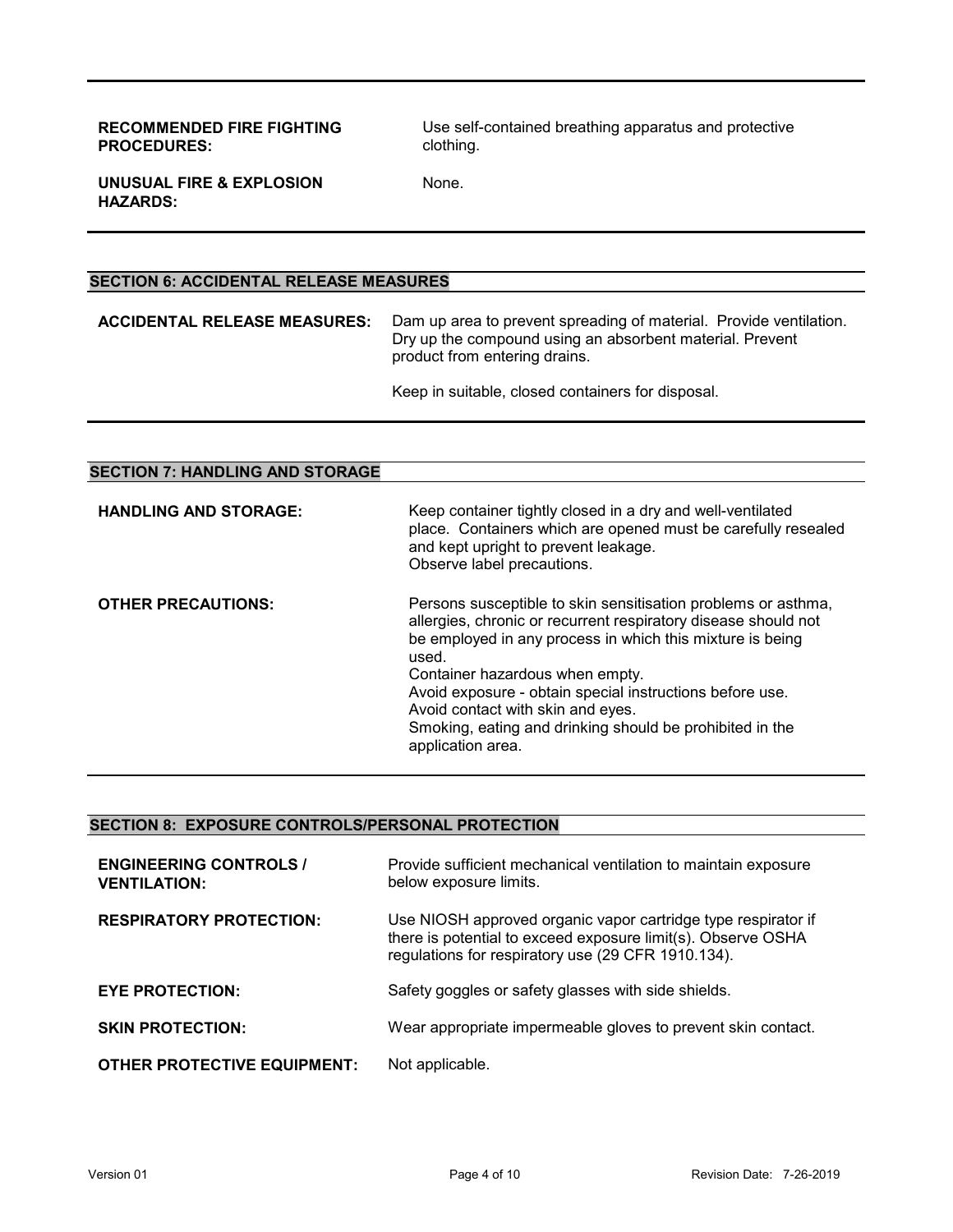**RECOMMENDED FIRE FIGHTING PROCEDURES:** Use self-contained breathing apparatus and protective clothing.

**UNUSUAL FIRE & EXPLOSION HAZARDS:** None.

## SECTION 6: ACCIDENTAL RELEASE MEASURES

**ACCIDENTAL RELEASE MEASURES:** Dam up area to prevent spreading of material. Provide ventilation. Dry up the compound using an absorbent material. Prevent product from entering drains.

Keep in suitable, closed containers for disposal.

## SECTION 7: HANDLING AND STORAGE

**HANDLING AND STORAGE:** Keep container tightly closed in a dry and well-ventilated place. Containers which are opened must be carefully resealed and kept upright to prevent leakage.
Observe label precautions.

**OTHER PRECAUTIONS:** Persons susceptible to skin sensitisation problems or asthma, allergies, chronic or recurrent respiratory disease should not be employed in any process in which this mixture is being used.
Container hazardous when empty.
Avoid exposure - obtain special instructions before use.
Avoid contact with skin and eyes.
Smoking, eating and drinking should be prohibited in the application area.

## SECTION 8: EXPOSURE CONTROLS/PERSONAL PROTECTION

**ENGINEERING CONTROLS / VENTILATION:** Provide sufficient mechanical ventilation to maintain exposure below exposure limits.

**RESPIRATORY PROTECTION:** Use NIOSH approved organic vapor cartridge type respirator if there is potential to exceed exposure limit(s). Observe OSHA regulations for respiratory use (29 CFR 1910.134).

**EYE PROTECTION:** Safety goggles or safety glasses with side shields.

**SKIN PROTECTION:** Wear appropriate impermeable gloves to prevent skin contact.

**OTHER PROTECTIVE EQUIPMENT:** Not applicable.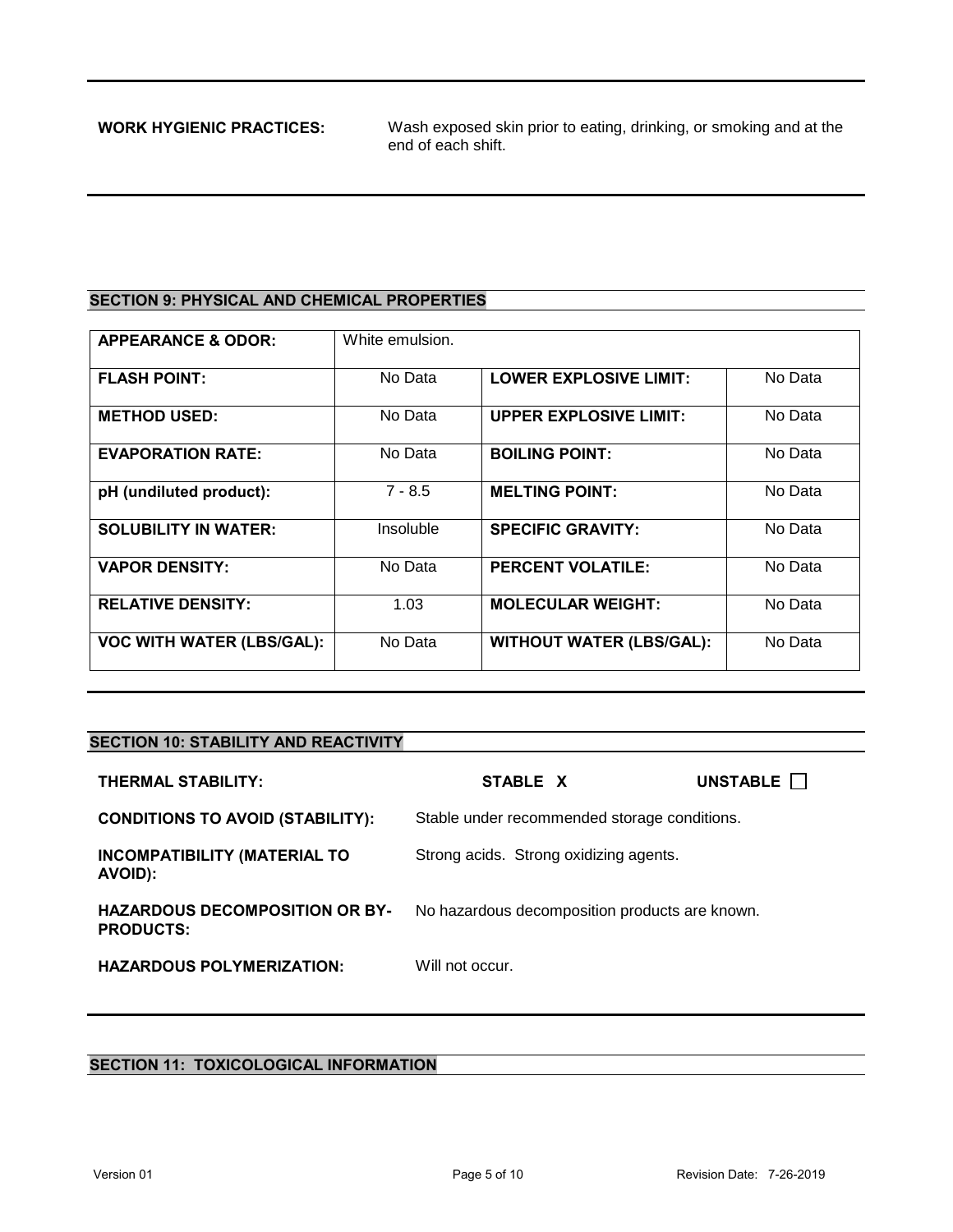**WORK HYGIENIC PRACTICES:** Wash exposed skin prior to eating, drinking, or smoking and at the end of each shift.

## SECTION 9: PHYSICAL AND CHEMICAL PROPERTIES

| **APPEARANCE & ODOR:** | White emulsion. | | |
|---|---|---|---|
| **FLASH POINT:** | No Data | **LOWER EXPLOSIVE LIMIT:** | No Data |
| **METHOD USED:** | No Data | **UPPER EXPLOSIVE LIMIT:** | No Data |
| **EVAPORATION RATE:** | No Data | **BOILING POINT:** | No Data |
| **pH (undiluted product):** | 7 - 8.5 | **MELTING POINT:** | No Data |
| **SOLUBILITY IN WATER:** | Insoluble | **SPECIFIC GRAVITY:** | No Data |
| **VAPOR DENSITY:** | No Data | **PERCENT VOLATILE:** | No Data |
| **RELATIVE DENSITY:** | 1.03 | **MOLECULAR WEIGHT:** | No Data |
| **VOC WITH WATER (LBS/GAL):** | No Data | **WITHOUT WATER (LBS/GAL):** | No Data |

## SECTION 10: STABILITY AND REACTIVITY

**THERMAL STABILITY:** **STABLE X** **UNSTABLE** ☐

**CONDITIONS TO AVOID (STABILITY):** Stable under recommended storage conditions.

**INCOMPATIBILITY (MATERIAL TO AVOID):** Strong acids. Strong oxidizing agents.

**HAZARDOUS DECOMPOSITION OR BY-PRODUCTS:** No hazardous decomposition products are known.

**HAZARDOUS POLYMERIZATION:** Will not occur.

## SECTION 11: TOXICOLOGICAL INFORMATION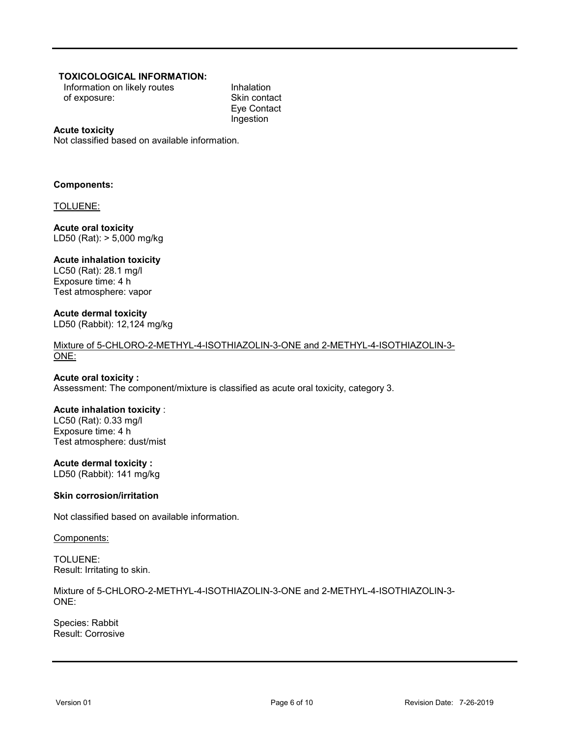**TOXICOLOGICAL INFORMATION:**

Information on likely routes of exposure:
- Inhalation
- Skin contact
- Eye Contact
- Ingestion

**Acute toxicity**

Not classified based on available information.

**Components:**

TOLUENE:

**Acute oral toxicity**

LD50 (Rat): > 5,000 mg/kg

**Acute inhalation toxicity**

LC50 (Rat): 28.1 mg/l
Exposure time: 4 h
Test atmosphere: vapor

**Acute dermal toxicity**

LD50 (Rabbit): 12,124 mg/kg

Mixture of 5-CHLORO-2-METHYL-4-ISOTHIAZOLIN-3-ONE and 2-METHYL-4-ISOTHIAZOLIN-3-ONE:

**Acute oral toxicity :**

Assessment: The component/mixture is classified as acute oral toxicity, category 3.

**Acute inhalation toxicity** :

LC50 (Rat): 0.33 mg/l
Exposure time: 4 h
Test atmosphere: dust/mist

**Acute dermal toxicity :**

LD50 (Rabbit): 141 mg/kg

**Skin corrosion/irritation**

Not classified based on available information.

Components:

TOLUENE:
Result: Irritating to skin.

Mixture of 5-CHLORO-2-METHYL-4-ISOTHIAZOLIN-3-ONE and 2-METHYL-4-ISOTHIAZOLIN-3-ONE:

Species: Rabbit
Result: Corrosive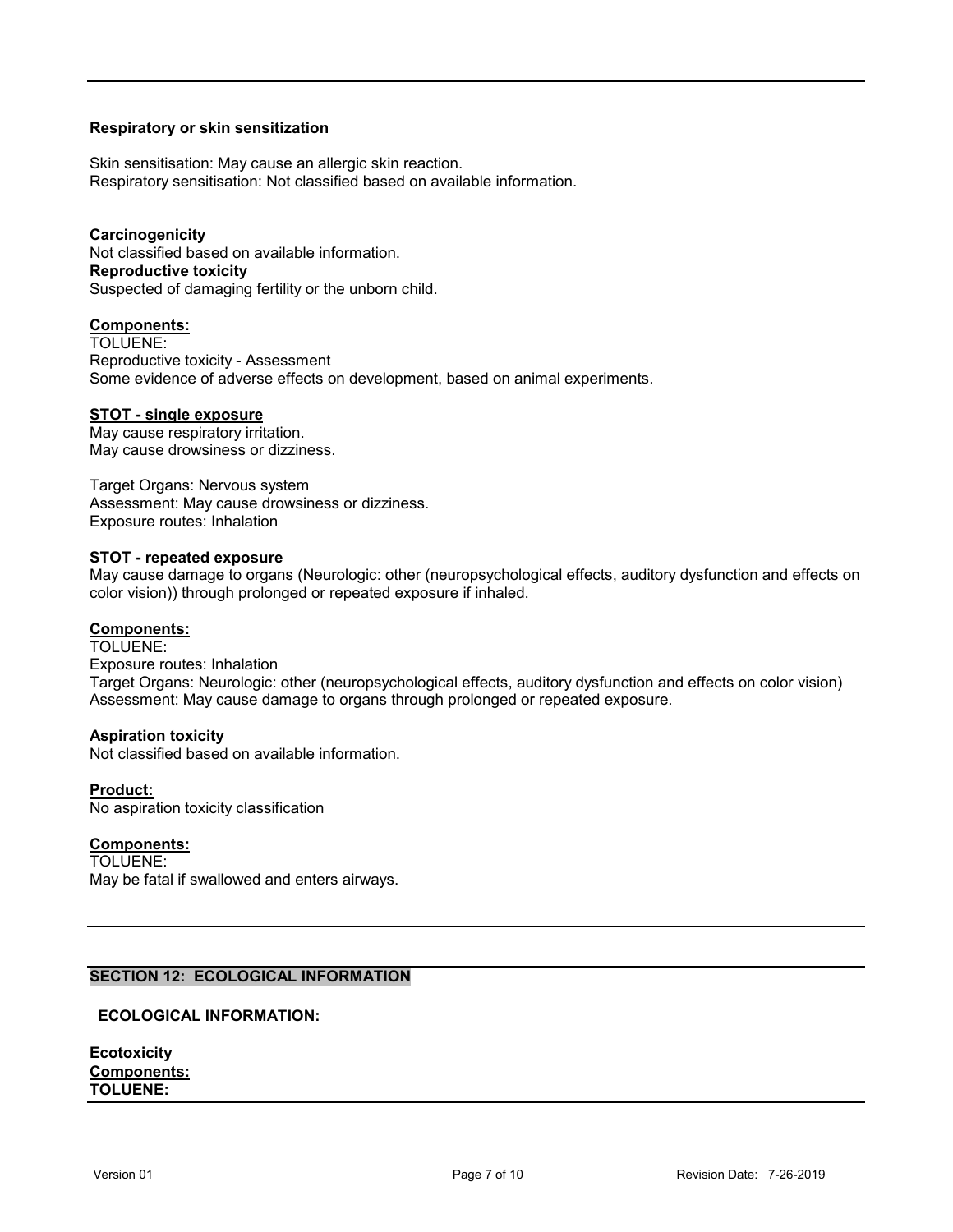**Respiratory or skin sensitization**

Skin sensitisation: May cause an allergic skin reaction.
Respiratory sensitisation: Not classified based on available information.

**Carcinogenicity**
Not classified based on available information.
**Reproductive toxicity**
Suspected of damaging fertility or the unborn child.

**Components:**
TOLUENE:
Reproductive toxicity - Assessment
Some evidence of adverse effects on development, based on animal experiments.

**STOT - single exposure**
May cause respiratory irritation.
May cause drowsiness or dizziness.

Target Organs: Nervous system
Assessment: May cause drowsiness or dizziness.
Exposure routes: Inhalation

**STOT - repeated exposure**
May cause damage to organs (Neurologic: other (neuropsychological effects, auditory dysfunction and effects on color vision)) through prolonged or repeated exposure if inhaled.

**Components:**
TOLUENE:
Exposure routes: Inhalation
Target Organs: Neurologic: other (neuropsychological effects, auditory dysfunction and effects on color vision)
Assessment: May cause damage to organs through prolonged or repeated exposure.

**Aspiration toxicity**
Not classified based on available information.

**Product:**
No aspiration toxicity classification

**Components:**
TOLUENE:
May be fatal if swallowed and enters airways.

## SECTION 12: ECOLOGICAL INFORMATION

**ECOLOGICAL INFORMATION:**

**Ecotoxicity**
**Components:**
**TOLUENE:**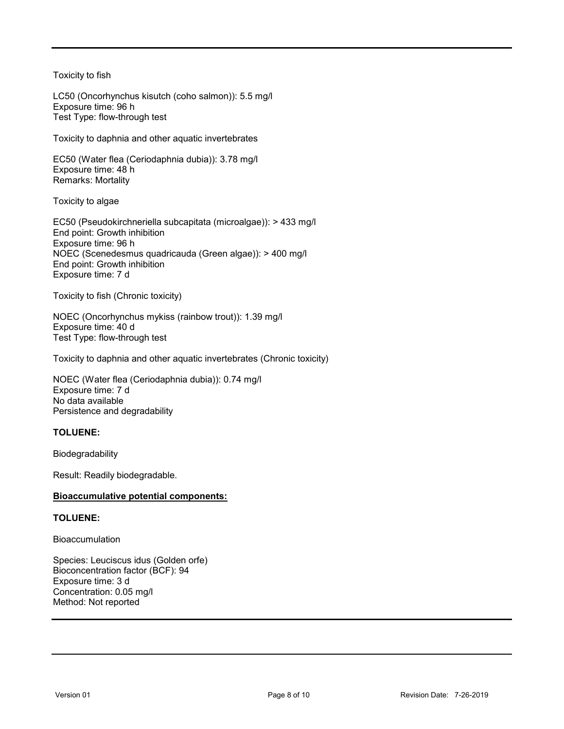Toxicity to fish

LC50 (Oncorhynchus kisutch (coho salmon)): 5.5 mg/l
Exposure time: 96 h
Test Type: flow-through test

Toxicity to daphnia and other aquatic invertebrates

EC50 (Water flea (Ceriodaphnia dubia)): 3.78 mg/l
Exposure time: 48 h
Remarks: Mortality

Toxicity to algae

EC50 (Pseudokirchneriella subcapitata (microalgae)): > 433 mg/l
End point: Growth inhibition
Exposure time: 96 h
NOEC (Scenedesmus quadricauda (Green algae)): > 400 mg/l
End point: Growth inhibition
Exposure time: 7 d

Toxicity to fish (Chronic toxicity)

NOEC (Oncorhynchus mykiss (rainbow trout)): 1.39 mg/l
Exposure time: 40 d
Test Type: flow-through test

Toxicity to daphnia and other aquatic invertebrates (Chronic toxicity)

NOEC (Water flea (Ceriodaphnia dubia)): 0.74 mg/l
Exposure time: 7 d
No data available
Persistence and degradability

**TOLUENE:**

Biodegradability

Result: Readily biodegradable.

**Bioaccumulative potential components:**

**TOLUENE:**

Bioaccumulation

Species: Leuciscus idus (Golden orfe)
Bioconcentration factor (BCF): 94
Exposure time: 3 d
Concentration: 0.05 mg/l
Method: Not reported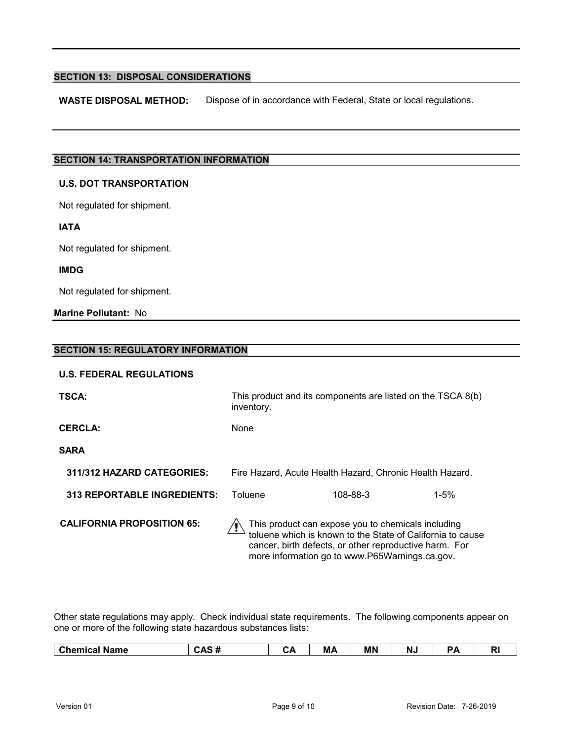## SECTION 13: DISPOSAL CONSIDERATIONS

**WASTE DISPOSAL METHOD:** Dispose of in accordance with Federal, State or local regulations.

## SECTION 14: TRANSPORTATION INFORMATION

**U.S. DOT TRANSPORTATION**

Not regulated for shipment.

**IATA**

Not regulated for shipment.

**IMDG**

Not regulated for shipment.

**Marine Pollutant:** No

## SECTION 15: REGULATORY INFORMATION

**U.S. FEDERAL REGULATIONS**

**TSCA:** This product and its components are listed on the TSCA 8(b) inventory.

**CERCLA:** None

**SARA**

**311/312 HAZARD CATEGORIES:** Fire Hazard, Acute Health Hazard, Chronic Health Hazard.

**313 REPORTABLE INGREDIENTS:** Toluene 108-88-3 1-5%

**CALIFORNIA PROPOSITION 65:** ⚠ This product can expose you to chemicals including toluene which is known to the State of California to cause cancer, birth defects, or other reproductive harm. For more information go to www.P65Warnings.ca.gov.

Other state regulations may apply. Check individual state requirements. The following components appear on one or more of the following state hazardous substances lists:

| Chemical Name | CAS # | CA | MA | MN | NJ | PA | RI |
|---|---|---|---|---|---|---|---|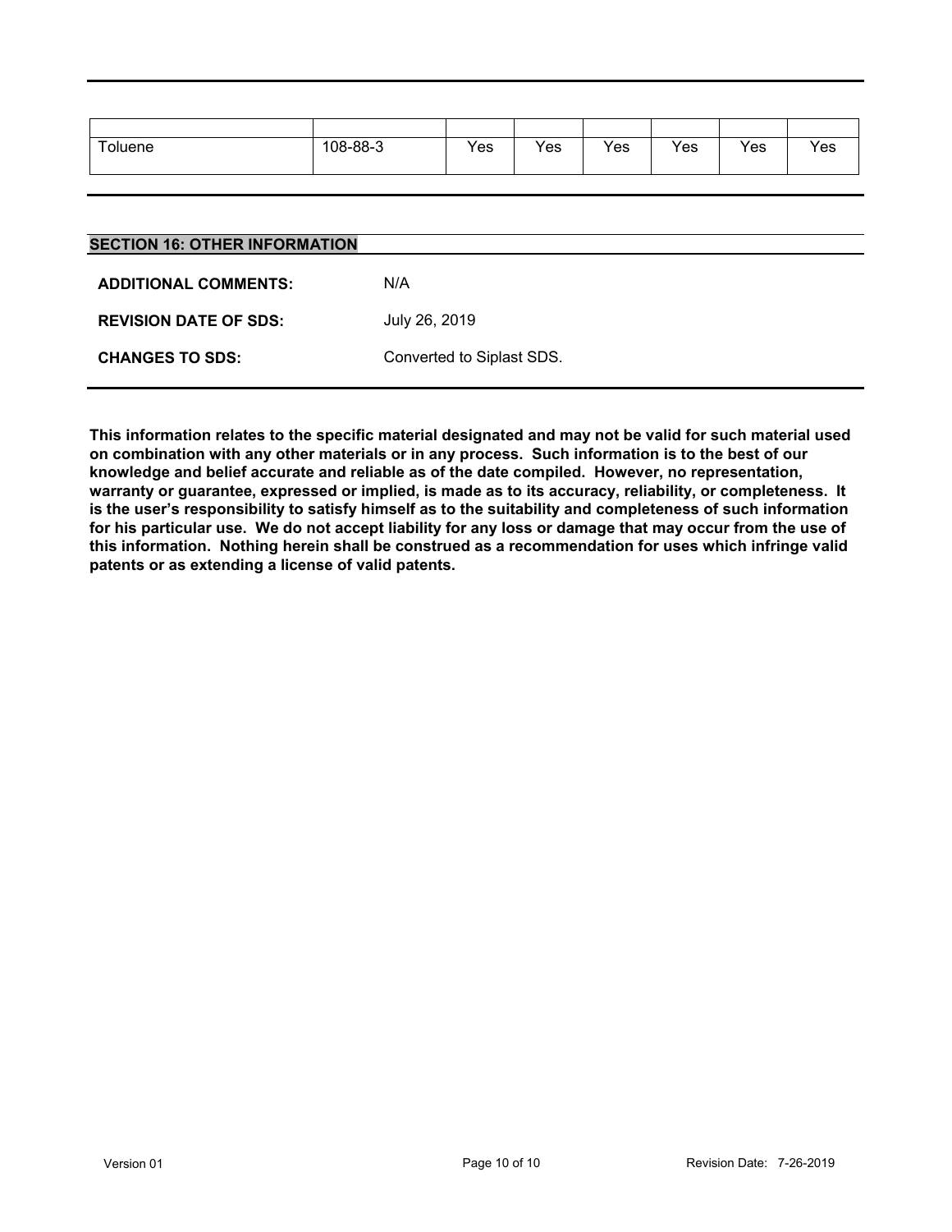| | | | | | | | |
|---|---|---|---|---|---|---|---|
| Toluene | 108-88-3 | Yes | Yes | Yes | Yes | Yes | Yes |

## SECTION 16: OTHER INFORMATION

**ADDITIONAL COMMENTS:** N/A

**REVISION DATE OF SDS:** July 26, 2019

**CHANGES TO SDS:** Converted to Siplast SDS.

**This information relates to the specific material designated and may not be valid for such material used on combination with any other materials or in any process. Such information is to the best of our knowledge and belief accurate and reliable as of the date compiled. However, no representation, warranty or guarantee, expressed or implied, is made as to its accuracy, reliability, or completeness. It is the user's responsibility to satisfy himself as to the suitability and completeness of such information for his particular use. We do not accept liability for any loss or damage that may occur from the use of this information. Nothing herein shall be construed as a recommendation for uses which infringe valid patents or as extending a license of valid patents.**